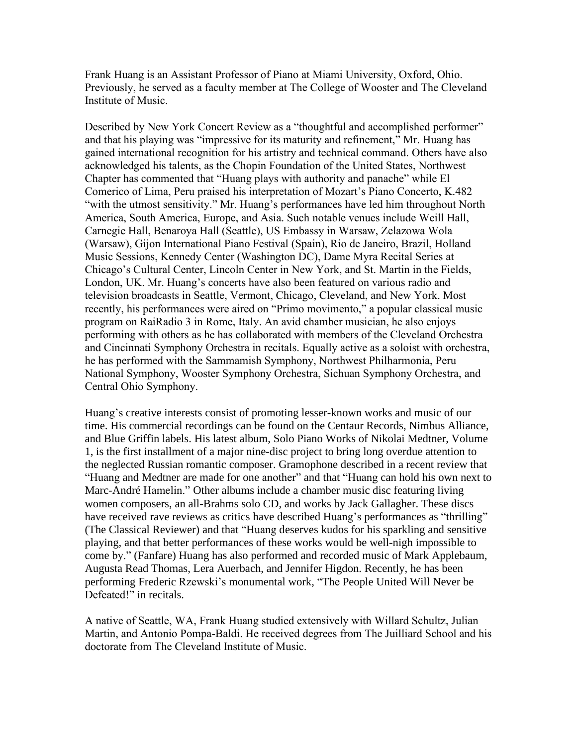Frank Huang is an Assistant Professor of Piano at Miami University, Oxford, Ohio. Previously, he served as a faculty member at The College of Wooster and The Cleveland Institute of Music.

Described by New York Concert Review as a "thoughtful and accomplished performer" and that his playing was "impressive for its maturity and refinement," Mr. Huang has gained international recognition for his artistry and technical command. Others have also acknowledged his talents, as the Chopin Foundation of the United States, Northwest Chapter has commented that "Huang plays with authority and panache" while El Comerico of Lima, Peru praised his interpretation of Mozart's Piano Concerto, K.482 "with the utmost sensitivity." Mr. Huang's performances have led him throughout North America, South America, Europe, and Asia. Such notable venues include Weill Hall, Carnegie Hall, Benaroya Hall (Seattle), US Embassy in Warsaw, Zelazowa Wola (Warsaw), Gijon International Piano Festival (Spain), Rio de Janeiro, Brazil, Holland Music Sessions, Kennedy Center (Washington DC), Dame Myra Recital Series at Chicago's Cultural Center, Lincoln Center in New York, and St. Martin in the Fields, London, UK. Mr. Huang's concerts have also been featured on various radio and television broadcasts in Seattle, Vermont, Chicago, Cleveland, and New York. Most recently, his performances were aired on "Primo movimento," a popular classical music program on RaiRadio 3 in Rome, Italy. An avid chamber musician, he also enjoys performing with others as he has collaborated with members of the Cleveland Orchestra and Cincinnati Symphony Orchestra in recitals. Equally active as a soloist with orchestra, he has performed with the Sammamish Symphony, Northwest Philharmonia, Peru National Symphony, Wooster Symphony Orchestra, Sichuan Symphony Orchestra, and Central Ohio Symphony.

Huang's creative interests consist of promoting lesser-known works and music of our time. His commercial recordings can be found on the Centaur Records, Nimbus Alliance, and Blue Griffin labels. His latest album, Solo Piano Works of Nikolai Medtner, Volume 1, is the first installment of a major nine-disc project to bring long overdue attention to the neglected Russian romantic composer. Gramophone described in a recent review that "Huang and Medtner are made for one another" and that "Huang can hold his own next to Marc-André Hamelin." Other albums include a chamber music disc featuring living women composers, an all-Brahms solo CD, and works by Jack Gallagher. These discs have received rave reviews as critics have described Huang's performances as "thrilling" (The Classical Reviewer) and that "Huang deserves kudos for his sparkling and sensitive playing, and that better performances of these works would be well-nigh impossible to come by." (Fanfare) Huang has also performed and recorded music of Mark Applebaum, Augusta Read Thomas, Lera Auerbach, and Jennifer Higdon. Recently, he has been performing Frederic Rzewski's monumental work, "The People United Will Never be Defeated!" in recitals.

A native of Seattle, WA, Frank Huang studied extensively with Willard Schultz, Julian Martin, and Antonio Pompa-Baldi. He received degrees from The Juilliard School and his doctorate from The Cleveland Institute of Music.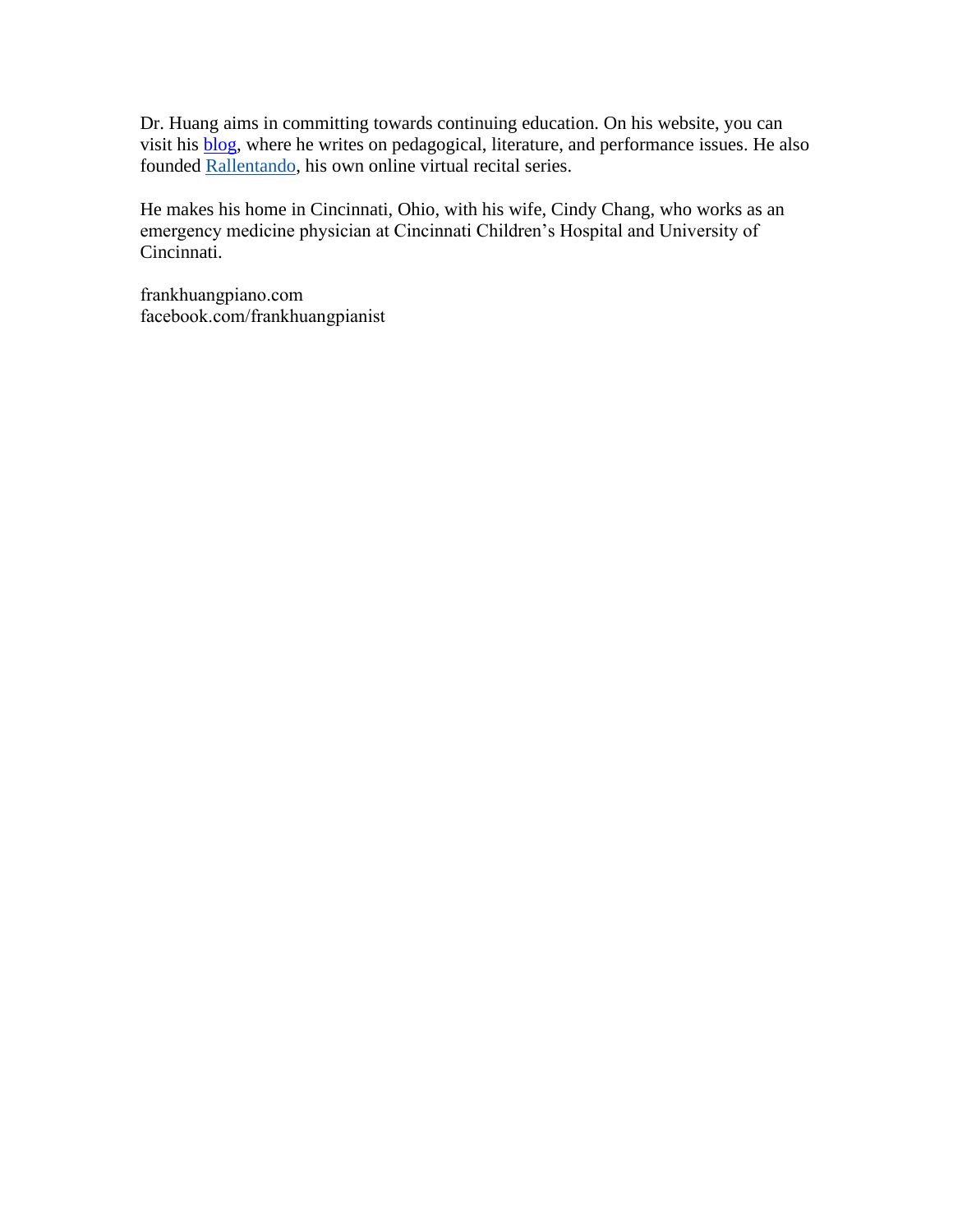Dr. Huang aims in committing towards continuing education. On his website, you can visit his blog, where he writes on pedagogical, literature, and performance issues. He also founded Rallentando, his own online virtual recital series.

He makes his home in Cincinnati, Ohio, with his wife, Cindy Chang, who works as an emergency medicine physician at Cincinnati Children's Hospital and University of Cincinnati.

frankhuangpiano.com
facebook.com/frankhuangpianist